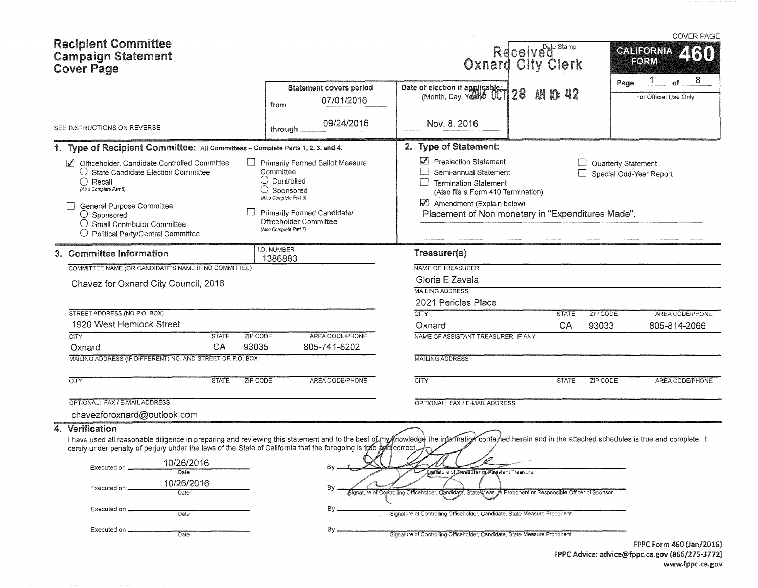# Recipient Committee Campaign Statement Cover Page

COVER PAGE

**CALIFORNIA FORM 460**

Page 1 of 8

For Official Use Only

Date Stamp

Received Oxnard City Clerk

2016 OCT 28 AM 10: 42

SEE INSTRUCTIONS ON REVERSE

| Statement covers period | Date of election if applicable: (Month, Day, Year) |
|---|---|
| from 07/01/2016 | Nov. 8, 2016 |
| through 09/24/2016 | |

## 1. Type of Recipient Committee: All Committees – Complete Parts 1, 2, 3, and 4.

- ☑ Officeholder, Candidate Controlled Committee
  - ○ State Candidate Election Committee
  - ○ Recall (Also Complete Part 5)
- ☐ General Purpose Committee
  - ○ Sponsored
  - ○ Small Contributor Committee
  - ○ Political Party/Central Committee
- ☐ Primarily Formed Ballot Measure Committee
  - ○ Controlled
  - ○ Sponsored (Also Complete Part 6)
- ☐ Primarily Formed Candidate/ Officeholder Committee (Also Complete Part 7)

## 2. Type of Statement:

- ☑ Preelection Statement
- ☐ Semi-annual Statement
- ☐ Termination Statement (Also file a Form 410 Termination)
- ☑ Amendment (Explain below)
- ☐ Quarterly Statement
- ☐ Special Odd-Year Report

Placement of Non monetary in "Expenditures Made".

## 3. Committee Information

I.D. NUMBER: 1386883

COMMITTEE NAME (OR CANDIDATE'S NAME IF NO COMMITTEE): Chavez for Oxnard City Council, 2016

STREET ADDRESS (NO P.O. BOX): 1920 West Hemlock Street

| CITY | STATE | ZIP CODE | AREA CODE/PHONE |
|---|---|---|---|
| Oxnard | CA | 93035 | 805-741-8202 |

MAILING ADDRESS (IF DIFFERENT) NO. AND STREET OR P.O. BOX:

| CITY | STATE | ZIP CODE | AREA CODE/PHONE |
|---|---|---|---|
| | | | |

OPTIONAL: FAX / E-MAIL ADDRESS: chavezforoxnard@outlook.com

### Treasurer(s)

NAME OF TREASURER: Gloria E Zavala

MAILING ADDRESS: 2021 Pericles Place

| CITY | STATE | ZIP CODE | AREA CODE/PHONE |
|---|---|---|---|
| Oxnard | CA | 93033 | 805-814-2066 |

NAME OF ASSISTANT TREASURER, IF ANY:

MAILING ADDRESS:

| CITY | STATE | ZIP CODE | AREA CODE/PHONE |
|---|---|---|---|
| | | | |

OPTIONAL: FAX / E-MAIL ADDRESS:

## 4. Verification

I have used all reasonable diligence in preparing and reviewing this statement and to the best of my knowledge the information contained herein and in the attached schedules is true and complete. I certify under penalty of perjury under the laws of the State of California that the foregoing is true and correct.

| Executed on | By |
|---|---|
| 10/26/2016 (Date) | [signature] Signature of Treasurer or Assistant Treasurer |
| 10/26/2016 (Date) | [signature] Signature of Controlling Officeholder, Candidate, State Measure Proponent or Responsible Officer of Sponsor |
| Date | Signature of Controlling Officeholder, Candidate, State Measure Proponent |
| Date | Signature of Controlling Officeholder, Candidate, State Measure Proponent |

FPPC Form 460 (Jan/2016)
FPPC Advice: advice@fppc.ca.gov (866/275-3772)
www.fppc.ca.gov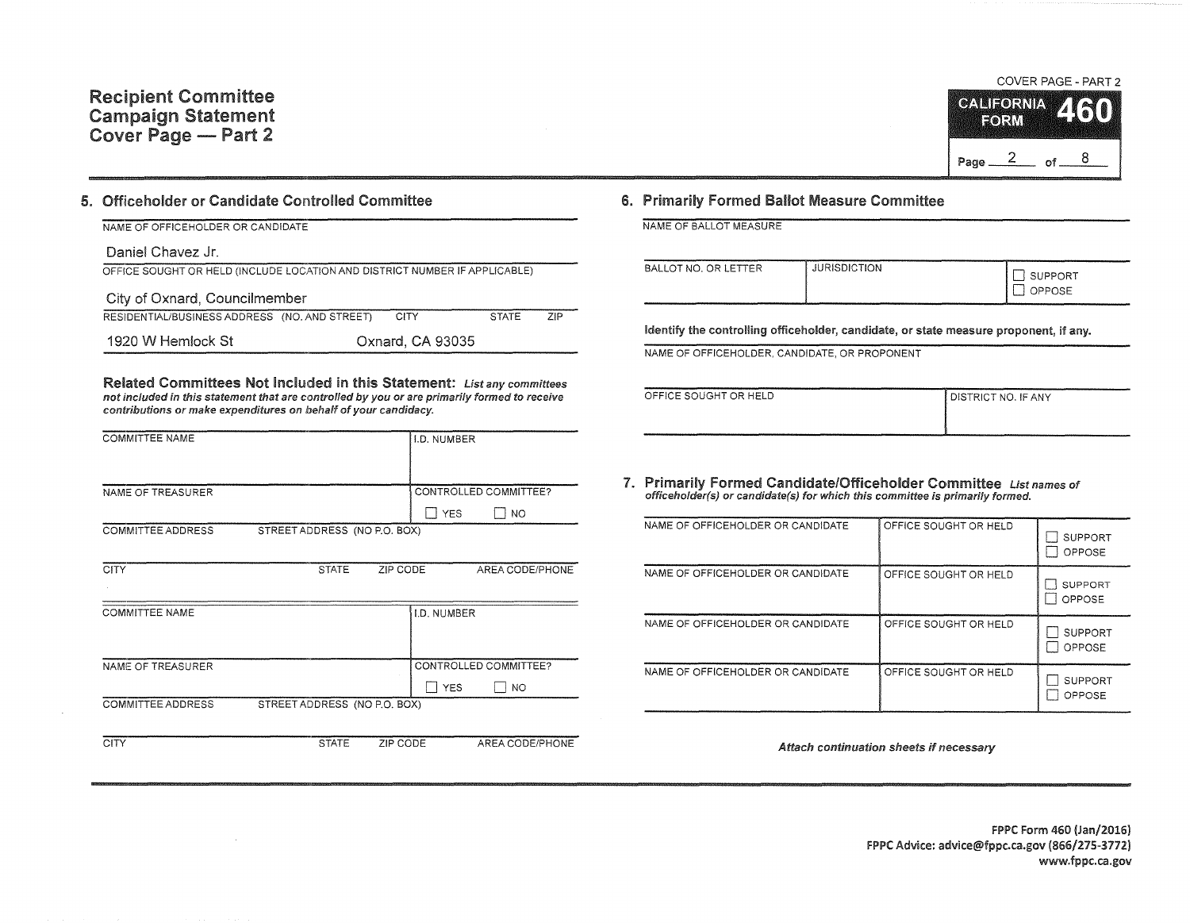# Recipient Committee Campaign Statement Cover Page — Part 2

COVER PAGE - PART 2

**CALIFORNIA FORM 460**

## 5. Officeholder or Candidate Controlled Committee

NAME OF OFFICEHOLDER OR CANDIDATE

Daniel Chavez Jr.

OFFICE SOUGHT OR HELD (INCLUDE LOCATION AND DISTRICT NUMBER IF APPLICABLE)

City of Oxnard, Councilmember

RESIDENTIAL/BUSINESS ADDRESS (NO. AND STREET) CITY STATE ZIP

1920 W Hemlock St Oxnard, CA 93035

### Related Committees Not Included in this Statement:

*List any committees not included in this statement that are controlled by you or are primarily formed to receive contributions or make expenditures on behalf of your candidacy.*

| COMMITTEE NAME | I.D. NUMBER |
|---|---|
| NAME OF TREASURER | CONTROLLED COMMITTEE? ☐ YES ☐ NO |
| COMMITTEE ADDRESS STREET ADDRESS (NO P.O. BOX) | |
| CITY STATE ZIP CODE | AREA CODE/PHONE |

| COMMITTEE NAME | I.D. NUMBER |
|---|---|
| NAME OF TREASURER | CONTROLLED COMMITTEE? ☐ YES ☐ NO |
| COMMITTEE ADDRESS STREET ADDRESS (NO P.O. BOX) | |
| CITY STATE ZIP CODE | AREA CODE/PHONE |

## 6. Primarily Formed Ballot Measure Committee

NAME OF BALLOT MEASURE

| BALLOT NO. OR LETTER | JURISDICTION | ☐ SUPPORT ☐ OPPOSE |
|---|---|---|
| | | |

**Identify the controlling officeholder, candidate, or state measure proponent, if any.**

NAME OF OFFICEHOLDER, CANDIDATE, OR PROPONENT

| OFFICE SOUGHT OR HELD | DISTRICT NO. IF ANY |
|---|---|
| | |

## 7. Primarily Formed Candidate/Officeholder Committee

*List names of officeholder(s) or candidate(s) for which this committee is primarily formed.*

| NAME OF OFFICEHOLDER OR CANDIDATE | OFFICE SOUGHT OR HELD | |
|---|---|---|
| | | ☐ SUPPORT ☐ OPPOSE |
| NAME OF OFFICEHOLDER OR CANDIDATE | OFFICE SOUGHT OR HELD | ☐ SUPPORT ☐ OPPOSE |
| NAME OF OFFICEHOLDER OR CANDIDATE | OFFICE SOUGHT OR HELD | ☐ SUPPORT ☐ OPPOSE |
| NAME OF OFFICEHOLDER OR CANDIDATE | OFFICE SOUGHT OR HELD | ☐ SUPPORT ☐ OPPOSE |

*Attach continuation sheets if necessary*

**FPPC Form 460 (Jan/2016)**
**FPPC Advice: advice@fppc.ca.gov (866/275-3772)**
**www.fppc.ca.gov**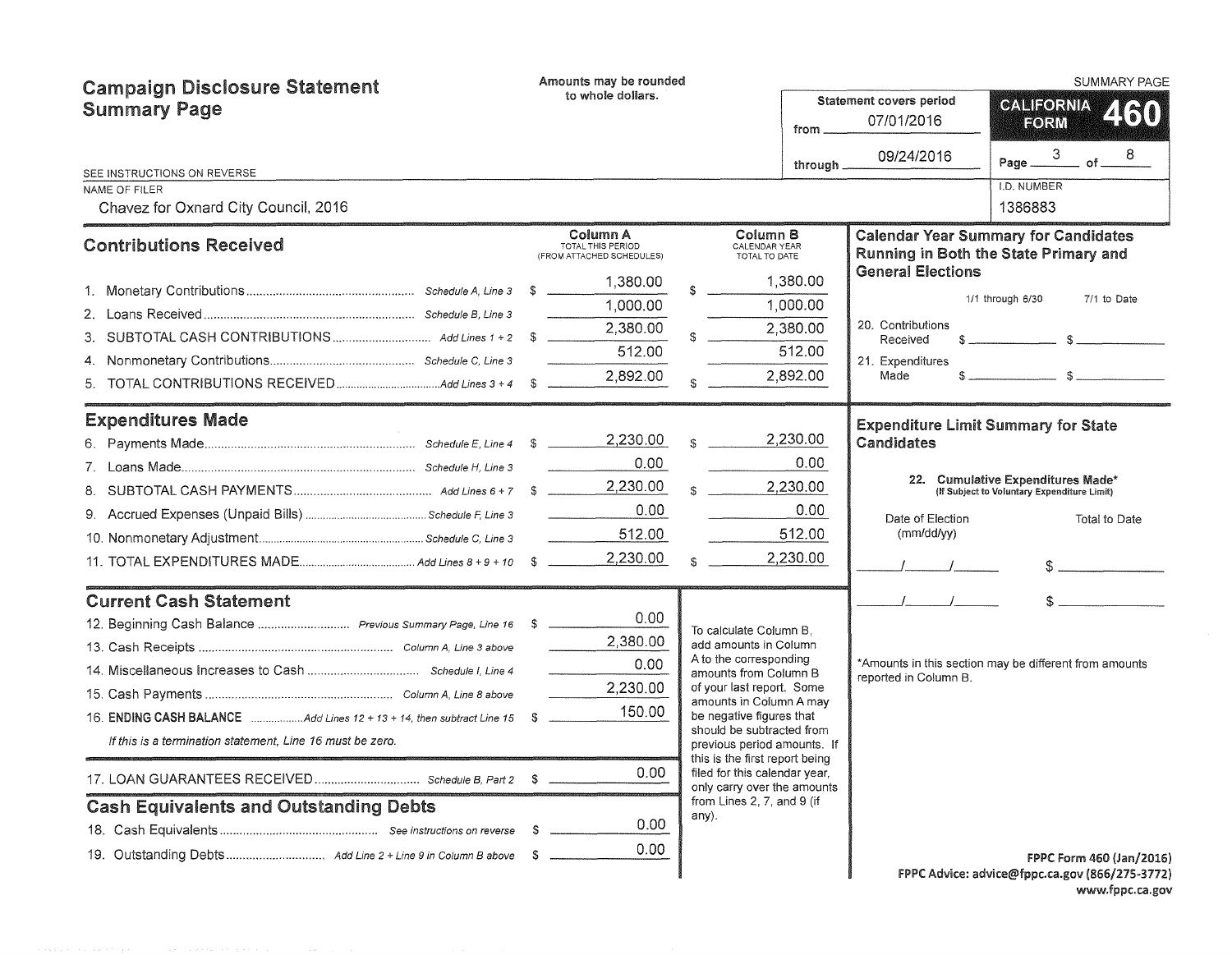# Campaign Disclosure Statement Summary Page

Amounts may be rounded to whole dollars.

SUMMARY PAGE

**CALIFORNIA FORM 460**

Statement covers period from 07/01/2016 through 09/24/2016

SEE INSTRUCTIONS ON REVERSE

NAME OF FILER: Chavez for Oxnard City Council, 2016

I.D. NUMBER: 1386883

## Contributions Received

| | | Column A TOTAL THIS PERIOD (FROM ATTACHED SCHEDULES) | Column B CALENDAR YEAR TOTAL TO DATE |
|---|---|---|---|
| 1. Monetary Contributions | Schedule A, Line 3 | $ 1,380.00 | $ 1,380.00 |
| 2. Loans Received | Schedule B, Line 3 | 1,000.00 | 1,000.00 |
| 3. SUBTOTAL CASH CONTRIBUTIONS | Add Lines 1 + 2 | $ 2,380.00 | $ 2,380.00 |
| 4. Nonmonetary Contributions | Schedule C, Line 3 | 512.00 | 512.00 |
| 5. TOTAL CONTRIBUTIONS RECEIVED | Add Lines 3 + 4 | $ 2,892.00 | $ 2,892.00 |

## Expenditures Made

| | | Column A | Column B |
|---|---|---|---|
| 6. Payments Made | Schedule E, Line 4 | $ 2,230.00 | $ 2,230.00 |
| 7. Loans Made | Schedule H, Line 3 | 0.00 | 0.00 |
| 8. SUBTOTAL CASH PAYMENTS | Add Lines 6 + 7 | $ 2,230.00 | $ 2,230.00 |
| 9. Accrued Expenses (Unpaid Bills) | Schedule F, Line 3 | 0.00 | 0.00 |
| 10. Nonmonetary Adjustment | Schedule C, Line 3 | 512.00 | 512.00 |
| 11. TOTAL EXPENDITURES MADE | Add Lines 8 + 9 + 10 | $ 2,230.00 | $ 2,230.00 |

## Current Cash Statement

| | | |
|---|---|---|
| 12. Beginning Cash Balance | Previous Summary Page, Line 16 | $ 0.00 |
| 13. Cash Receipts | Column A, Line 3 above | 2,380.00 |
| 14. Miscellaneous Increases to Cash | Schedule I, Line 4 | 0.00 |
| 15. Cash Payments | Column A, Line 8 above | 2,230.00 |
| 16. **ENDING CASH BALANCE** | Add Lines 12 + 13 + 14, then subtract Line 15 | $ 150.00 |

*If this is a termination statement, Line 16 must be zero.*

| | | |
|---|---|---|
| 17. LOAN GUARANTEES RECEIVED | Schedule B, Part 2 | $ 0.00 |

To calculate Column B, add amounts in Column A to the corresponding amounts from Column B of your last report. Some amounts in Column A may be negative figures that should be subtracted from previous period amounts. If this is the first report being filed for this calendar year, only carry over the amounts from Lines 2, 7, and 9 (if any).

## Cash Equivalents and Outstanding Debts

| | | |
|---|---|---|
| 18. Cash Equivalents | See instructions on reverse | $ 0.00 |
| 19. Outstanding Debts | Add Line 2 + Line 9 in Column B above | $ 0.00 |

## Calendar Year Summary for Candidates Running in Both the State Primary and General Elections

| | 1/1 through 6/30 | 7/1 to Date |
|---|---|---|
| 20. Contributions Received | $ | $ |
| 21. Expenditures Made | $ | $ |

## Expenditure Limit Summary for State Candidates

**22. Cumulative Expenditures Made*** (If Subject to Voluntary Expenditure Limit)

| Date of Election (mm/dd/yy) | Total to Date |
|---|---|
| / / | $ |
| / / | $ |

*Amounts in this section may be different from amounts reported in Column B.

FPPC Form 460 (Jan/2016)
FPPC Advice: advice@fppc.ca.gov (866/275-3772)
www.fppc.ca.gov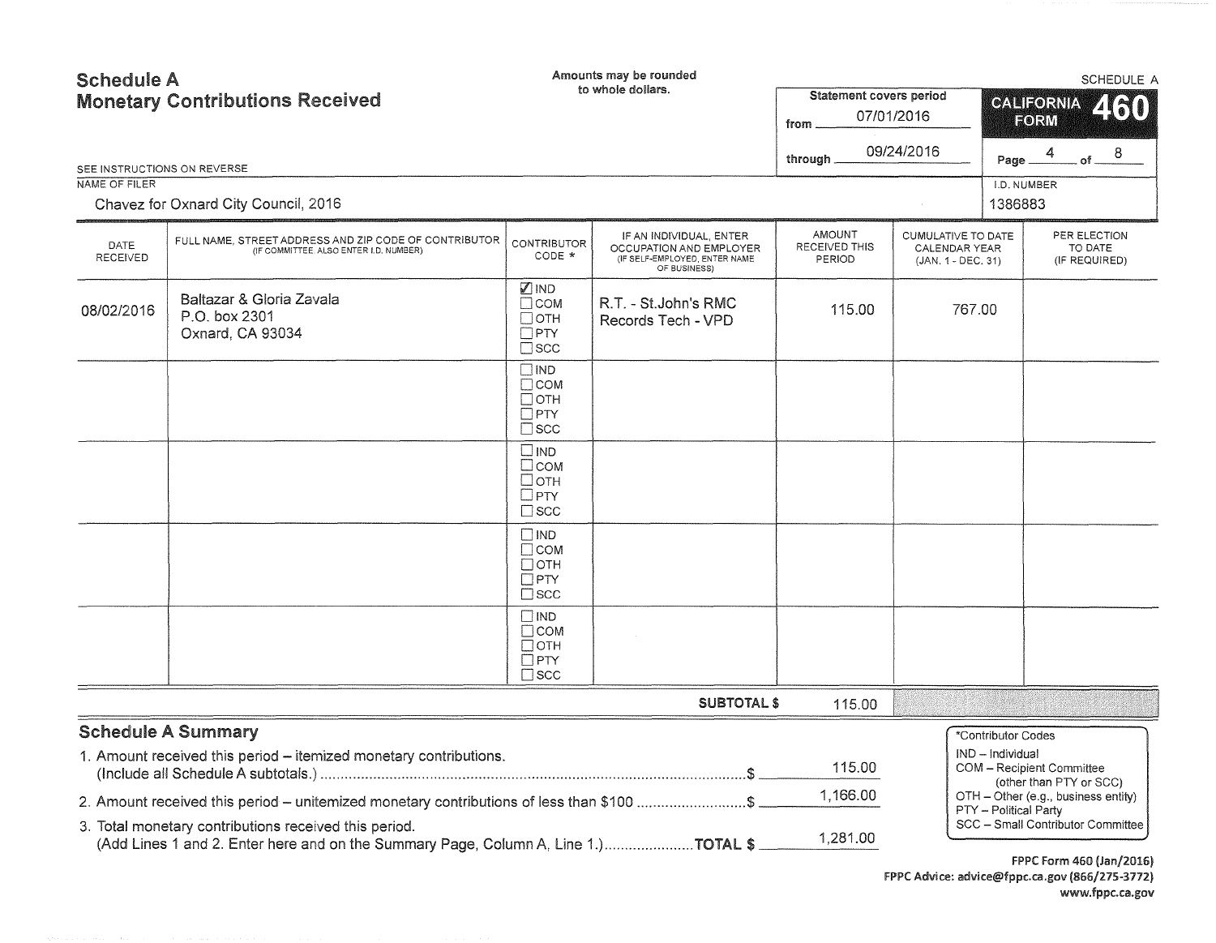# Schedule A
## Monetary Contributions Received

Amounts may be rounded to whole dollars.

SCHEDULE A

**CALIFORNIA FORM 460**

Statement covers period from 07/01/2016 through 09/24/2016

SEE INSTRUCTIONS ON REVERSE

NAME OF FILER: Chavez for Oxnard City Council, 2016

I.D. NUMBER: 1386883

| DATE RECEIVED | FULL NAME, STREET ADDRESS AND ZIP CODE OF CONTRIBUTOR (IF COMMITTEE, ALSO ENTER I.D. NUMBER) | CONTRIBUTOR CODE * | IF AN INDIVIDUAL, ENTER OCCUPATION AND EMPLOYER (IF SELF-EMPLOYED, ENTER NAME OF BUSINESS) | AMOUNT RECEIVED THIS PERIOD | CUMULATIVE TO DATE CALENDAR YEAR (JAN. 1 - DEC. 31) | PER ELECTION TO DATE (IF REQUIRED) |
|---|---|---|---|---|---|---|
| 08/02/2016 | Baltazar & Gloria Zavala<br>P.O. box 2301<br>Oxnard, CA 93034 | ☑ IND ☐ COM ☐ OTH ☐ PTY ☐ SCC | R.T. - St.John's RMC<br>Records Tech - VPD | 115.00 | 767.00 | |
| | | ☐ IND ☐ COM ☐ OTH ☐ PTY ☐ SCC | | | | |
| | | ☐ IND ☐ COM ☐ OTH ☐ PTY ☐ SCC | | | | |
| | | ☐ IND ☐ COM ☐ OTH ☐ PTY ☐ SCC | | | | |
| | | ☐ IND ☐ COM ☐ OTH ☐ PTY ☐ SCC | | | | |
| | | | **SUBTOTAL $** | 115.00 | | |

## Schedule A Summary

1. Amount received this period – itemized monetary contributions. (Include all Schedule A subtotals.) ........ $ 115.00
2. Amount received this period – unitemized monetary contributions of less than $100 ........ $ 1,166.00
3. Total monetary contributions received this period. (Add Lines 1 and 2. Enter here and on the Summary Page, Column A, Line 1.) ........ **TOTAL $** 1,281.00

*Contributor Codes
- IND – Individual
- COM – Recipient Committee (other than PTY or SCC)
- OTH – Other (e.g., business entity)
- PTY – Political Party
- SCC – Small Contributor Committee

FPPC Form 460 (Jan/2016)
FPPC Advice: advice@fppc.ca.gov (866/275-3772)
www.fppc.ca.gov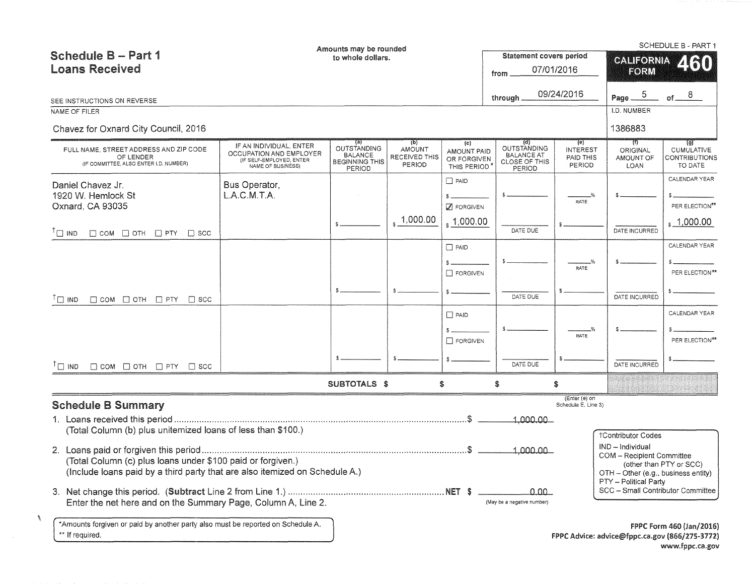# Schedule B – Part 1
## Loans Received

Amounts may be rounded to whole dollars.

SEE INSTRUCTIONS ON REVERSE

Statement covers period from 07/01/2016 through 09/24/2016

SCHEDULE B - PART 1
**CALIFORNIA FORM 460**

Page 5 of 8

NAME OF FILER: Chavez for Oxnard City Council, 2016

I.D. NUMBER: 1386883

| FULL NAME, STREET ADDRESS AND ZIP CODE OF LENDER (IF COMMITTEE, ALSO ENTER I.D. NUMBER) | IF AN INDIVIDUAL, ENTER OCCUPATION AND EMPLOYER (IF SELF-EMPLOYED, ENTER NAME OF BUSINESS) | (a) OUTSTANDING BALANCE BEGINNING THIS PERIOD | (b) AMOUNT RECEIVED THIS PERIOD | (c) AMOUNT PAID OR FORGIVEN THIS PERIOD* | (d) OUTSTANDING BALANCE AT CLOSE OF THIS PERIOD | (e) INTEREST PAID THIS PERIOD | (f) ORIGINAL AMOUNT OF LOAN | (g) CUMULATIVE CONTRIBUTIONS TO DATE |
|---|---|---|---|---|---|---|---|---|
| Daniel Chavez Jr.<br>1920 W. Hemlock St<br>Oxnard, CA 93035<br>†☐ IND ☐ COM ☐ OTH ☐ PTY ☐ SCC | Bus Operator, L.A.C.M.T.A. | $ | $ 1,000.00 | ☐ PAID $<br>☑ FORGIVEN<br>$ 1,000.00 | $<br>DATE DUE | ___% RATE<br>$ | $<br>DATE INCURRED | CALENDAR YEAR $<br>PER ELECTION** $ 1,000.00 |
| †☐ IND ☐ COM ☐ OTH ☐ PTY ☐ SCC | | $ | $ | ☐ PAID $<br>☐ FORGIVEN<br>$ | $<br>DATE DUE | ___% RATE<br>$ | $<br>DATE INCURRED | CALENDAR YEAR $<br>PER ELECTION** $ |
| †☐ IND ☐ COM ☐ OTH ☐ PTY ☐ SCC | | $ | $ | ☐ PAID $<br>☐ FORGIVEN<br>$ | $<br>DATE DUE | ___% RATE<br>$ | $<br>DATE INCURRED | CALENDAR YEAR $<br>PER ELECTION** $ |
| | SUBTOTALS | $ | $ | $ | | $ (Enter (e) on Schedule E, Line 3) | | |

## Schedule B Summary

1. Loans received this period ............................................ $ 1,000.00
   (Total Column (b) plus unitemized loans of less than $100.)
2. Loans paid or forgiven this period ............................................ $ 1,000.00
   (Total Column (c) plus loans under $100 paid or forgiven.)
   (Include loans paid by a third party that are also itemized on Schedule A.)
3. Net change this period. (**Subtract** Line 2 from Line 1.) ............................ NET $ 0.00 (May be a negative number)
   Enter the net here and on the Summary Page, Column A, Line 2.

†Contributor Codes
- IND – Individual
- COM – Recipient Committee (other than PTY or SCC)
- OTH – Other (e.g., business entity)
- PTY – Political Party
- SCC – Small Contributor Committee

*Amounts forgiven or paid by another party also must be reported on Schedule A.
** If required.

FPPC Form 460 (Jan/2016)
FPPC Advice: advice@fppc.ca.gov (866/275-3772)
www.fppc.ca.gov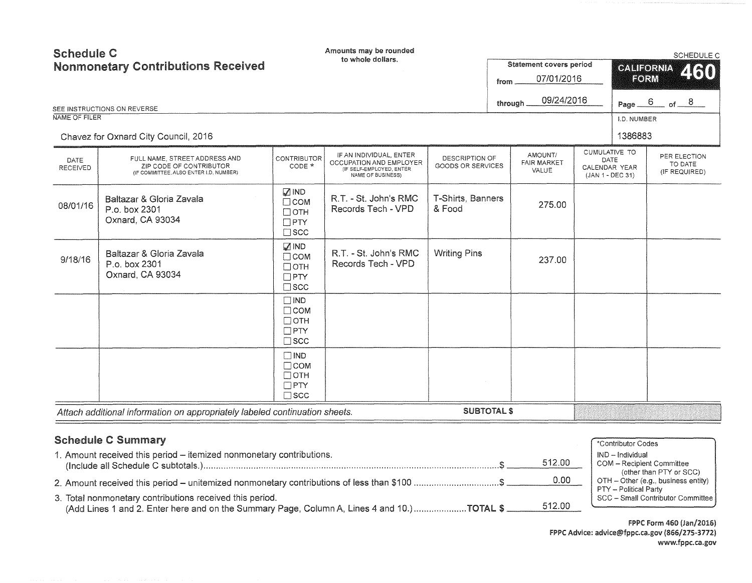# Schedule C
## Nonmonetary Contributions Received

Amounts may be rounded to whole dollars.

SCHEDULE C

**CALIFORNIA FORM 460**

Statement covers period from 07/01/2016 through 09/24/2016

SEE INSTRUCTIONS ON REVERSE

NAME OF FILER: Chavez for Oxnard City Council, 2016

I.D. NUMBER: 1386883

| DATE RECEIVED | FULL NAME, STREET ADDRESS AND ZIP CODE OF CONTRIBUTOR (IF COMMITTEE, ALSO ENTER I.D. NUMBER) | CONTRIBUTOR CODE * | IF AN INDIVIDUAL, ENTER OCCUPATION AND EMPLOYER (IF SELF-EMPLOYED, ENTER NAME OF BUSINESS) | DESCRIPTION OF GOODS OR SERVICES | AMOUNT/ FAIR MARKET VALUE | CUMULATIVE TO DATE CALENDAR YEAR (JAN 1 - DEC 31) | PER ELECTION TO DATE (IF REQUIRED) |
|---|---|---|---|---|---|---|---|
| 08/01/16 | Baltazar & Gloria Zavala<br>P.o. box 2301<br>Oxnard, CA 93034 | ☑ IND ☐ COM ☐ OTH ☐ PTY ☐ SCC | R.T. - St. John's RMC Records Tech - VPD | T-Shirts, Banners & Food | 275.00 | | |
| 9/18/16 | Baltazar & Gloria Zavala<br>P.o. box 2301<br>Oxnard, CA 93034 | ☑ IND ☐ COM ☐ OTH ☐ PTY ☐ SCC | R.T. - St. John's RMC Records Tech - VPD | Writing Pins | 237.00 | | |
| | | ☐ IND ☐ COM ☐ OTH ☐ PTY ☐ SCC | | | | | |
| | | ☐ IND ☐ COM ☐ OTH ☐ PTY ☐ SCC | | | | | |

*Attach additional information on appropriately labeled continuation sheets.* **SUBTOTAL $**

## Schedule C Summary

1. Amount received this period – itemized nonmonetary contributions. (Include all Schedule C subtotals.) .......... $ 512.00
2. Amount received this period – unitemized nonmonetary contributions of less than $100 .......... $ 0.00
3. Total nonmonetary contributions received this period. (Add Lines 1 and 2. Enter here and on the Summary Page, Column A, Lines 4 and 10.) .......... **TOTAL $** 512.00

*Contributor Codes
- IND – Individual
- COM – Recipient Committee (other than PTY or SCC)
- OTH – Other (e.g., business entity)
- PTY – Political Party
- SCC – Small Contributor Committee

FPPC Form 460 (Jan/2016)
FPPC Advice: advice@fppc.ca.gov (866/275-3772)
www.fppc.ca.gov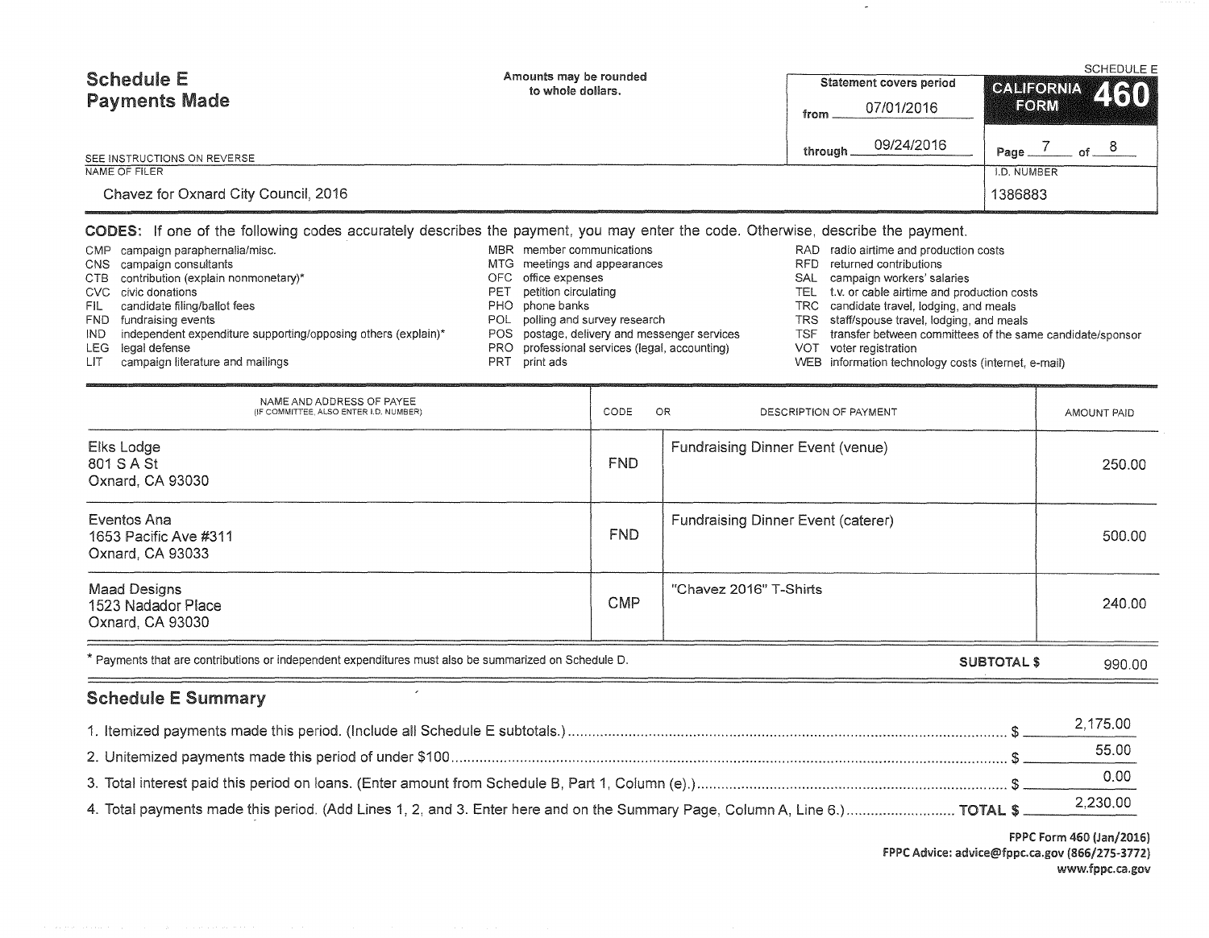# Schedule E
## Payments Made

Amounts may be rounded to whole dollars.

SCHEDULE E

**CALIFORNIA FORM 460**

Statement covers period from 07/01/2016 through 09/24/2016

SEE INSTRUCTIONS ON REVERSE

NAME OF FILER: Chavez for Oxnard City Council, 2016

I.D. NUMBER: 1386883

**CODES:** If one of the following codes accurately describes the payment, you may enter the code. Otherwise, describe the payment.

- CMP campaign paraphernalia/misc.
- CNS campaign consultants
- CTB contribution (explain nonmonetary)*
- CVC civic donations
- FIL candidate filing/ballot fees
- FND fundraising events
- IND independent expenditure supporting/opposing others (explain)*
- LEG legal defense
- LIT campaign literature and mailings
- MBR member communications
- MTG meetings and appearances
- OFC office expenses
- PET petition circulating
- PHO phone banks
- POL polling and survey research
- POS postage, delivery and messenger services
- PRO professional services (legal, accounting)
- PRT print ads
- RAD radio airtime and production costs
- RFD returned contributions
- SAL campaign workers' salaries
- TEL t.v. or cable airtime and production costs
- TRC candidate travel, lodging, and meals
- TRS staff/spouse travel, lodging, and meals
- TSF transfer between committees of the same candidate/sponsor
- VOT voter registration
- WEB information technology costs (internet, e-mail)

| NAME AND ADDRESS OF PAYEE (IF COMMITTEE, ALSO ENTER I.D. NUMBER) | CODE | DESCRIPTION OF PAYMENT | AMOUNT PAID |
|---|---|---|---|
| Elks Lodge<br>801 S A St<br>Oxnard, CA 93030 | FND | Fundraising Dinner Event (venue) | 250.00 |
| Eventos Ana<br>1653 Pacific Ave #311<br>Oxnard, CA 93033 | FND | Fundraising Dinner Event (caterer) | 500.00 |
| Maad Designs<br>1523 Nadador Place<br>Oxnard, CA 93030 | CMP | "Chavez 2016" T-Shirts | 240.00 |
| | | **SUBTOTAL $** | 990.00 |

* Payments that are contributions or independent expenditures must also be summarized on Schedule D.

## Schedule E Summary

1. Itemized payments made this period. (Include all Schedule E subtotals.) $ 2,175.00
2. Unitemized payments made this period of under $100 $ 55.00
3. Total interest paid this period on loans. (Enter amount from Schedule B, Part 1, Column (e).) $ 0.00
4. Total payments made this period. (Add Lines 1, 2, and 3. Enter here and on the Summary Page, Column A, Line 6.) **TOTAL $** 2,230.00

FPPC Form 460 (Jan/2016)
FPPC Advice: advice@fppc.ca.gov (866/275-3772)
www.fppc.ca.gov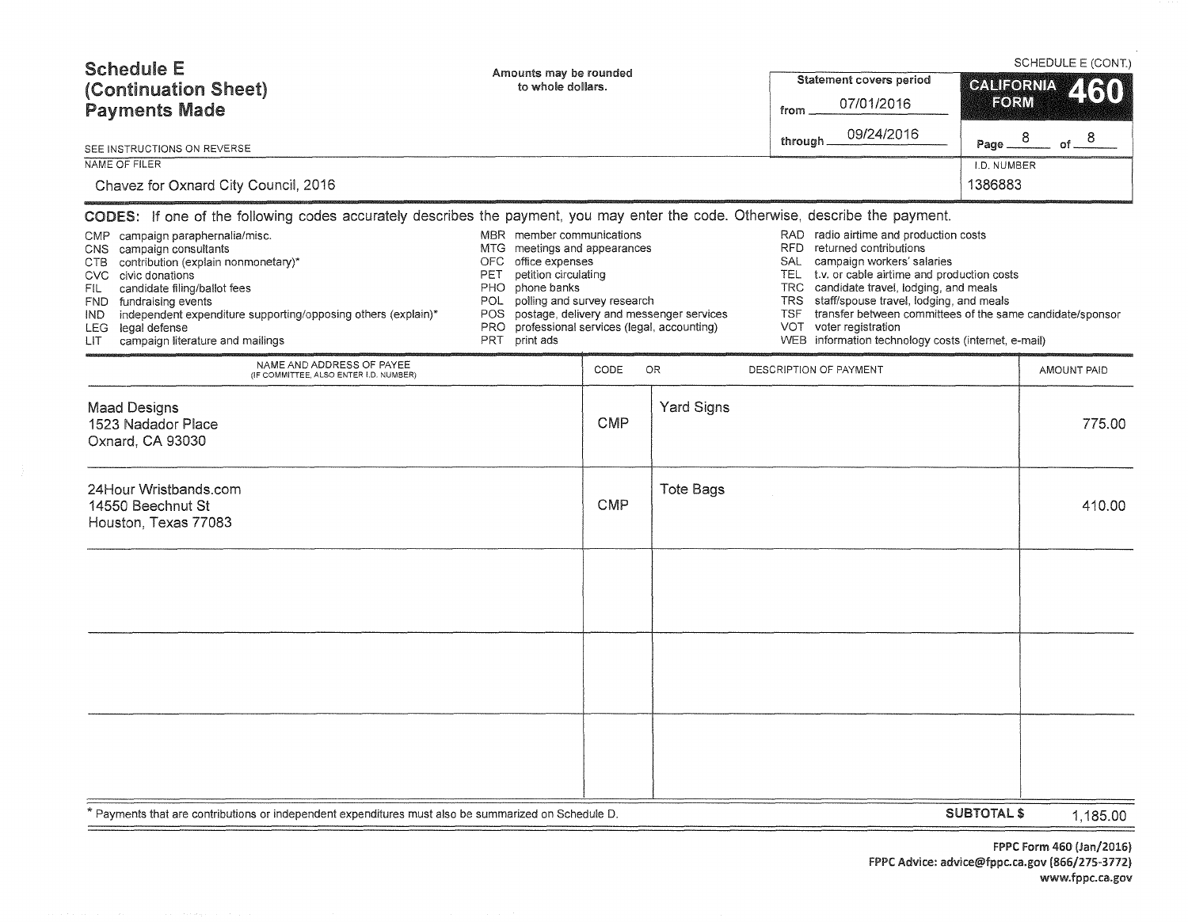# Schedule E (Continuation Sheet) Payments Made

Amounts may be rounded to whole dollars.

SCHEDULE E (CONT.)

Statement covers period from 07/01/2016 through 09/24/2016

CALIFORNIA FORM 460

Page 8 of 8

SEE INSTRUCTIONS ON REVERSE

NAME OF FILER: Chavez for Oxnard City Council, 2016

I.D. NUMBER: 1386883

**CODES:** If one of the following codes accurately describes the payment, you may enter the code. Otherwise, describe the payment.

- CMP campaign paraphernalia/misc.
- CNS campaign consultants
- CTB contribution (explain nonmonetary)*
- CVC civic donations
- FIL candidate filing/ballot fees
- FND fundraising events
- IND independent expenditure supporting/opposing others (explain)*
- LEG legal defense
- LIT campaign literature and mailings
- MBR member communications
- MTG meetings and appearances
- OFC office expenses
- PET petition circulating
- PHO phone banks
- POL polling and survey research
- POS postage, delivery and messenger services
- PRO professional services (legal, accounting)
- PRT print ads
- RAD radio airtime and production costs
- RFD returned contributions
- SAL campaign workers' salaries
- TEL t.v. or cable airtime and production costs
- TRC candidate travel, lodging, and meals
- TRS staff/spouse travel, lodging, and meals
- TSF transfer between committees of the same candidate/sponsor
- VOT voter registration
- WEB information technology costs (internet, e-mail)

| NAME AND ADDRESS OF PAYEE (IF COMMITTEE, ALSO ENTER I.D. NUMBER) | CODE | OR DESCRIPTION OF PAYMENT | AMOUNT PAID |
|---|---|---|---|
| Maad Designs<br>1523 Nadador Place<br>Oxnard, CA 93030 | CMP | Yard Signs | 775.00 |
| 24Hour Wristbands.com<br>14550 Beechnut St<br>Houston, Texas 77083 | CMP | Tote Bags | 410.00 |
| | | | |
| | | | |
| | | | |

* Payments that are contributions or independent expenditures must also be summarized on Schedule D.

**SUBTOTAL $** 1,185.00

FPPC Form 460 (Jan/2016)
FPPC Advice: advice@fppc.ca.gov (866/275-3772)
www.fppc.ca.gov